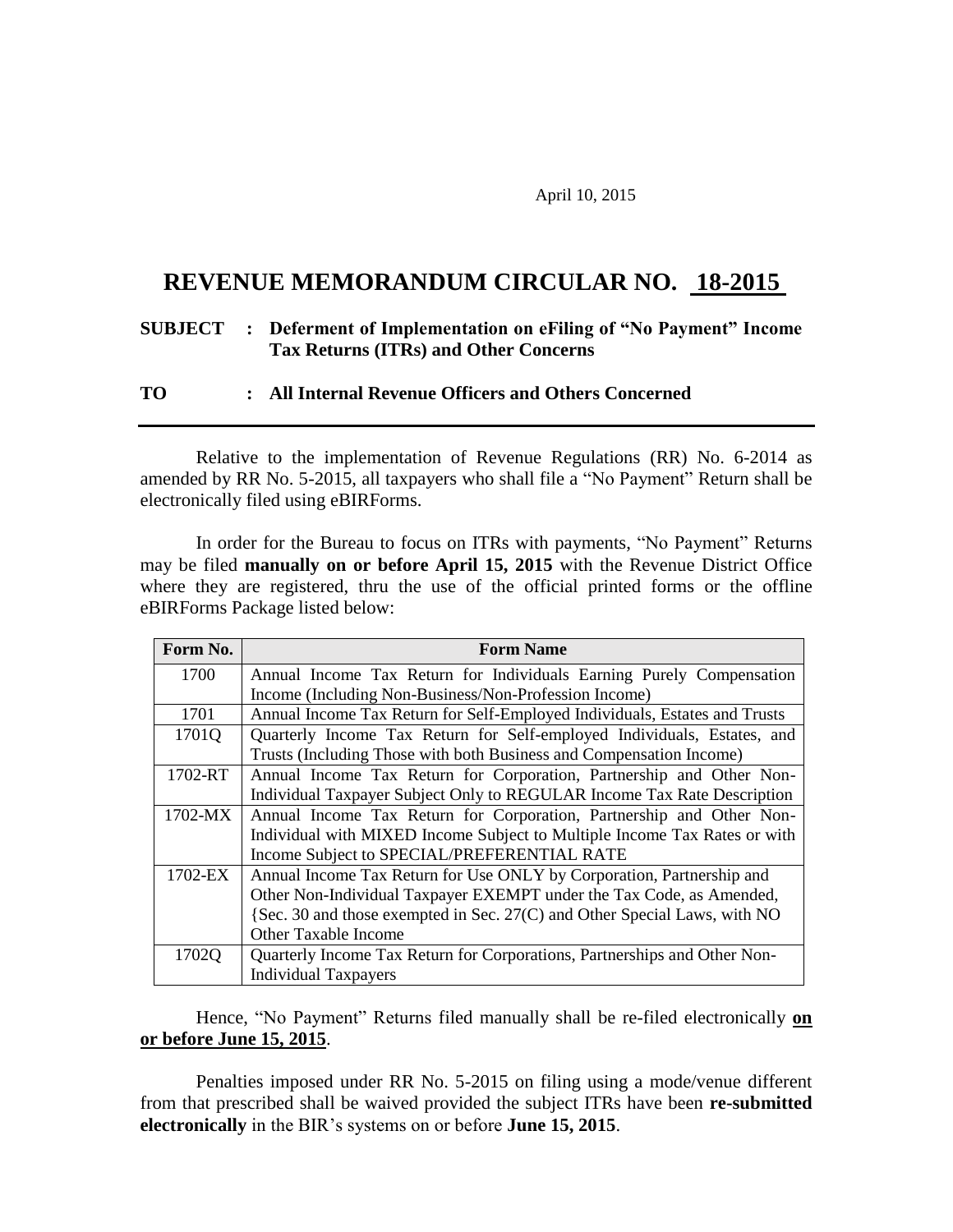April 10, 2015

# REVENUE MEMORANDUM CIRCULAR NO. 18-2015

**SUBJECT : Deferment of Implementation on eFiling of "No Payment" Income Tax Returns (ITRs) and Other Concerns**

**TO : All Internal Revenue Officers and Others Concerned**

---

Relative to the implementation of Revenue Regulations (RR) No. 6-2014 as amended by RR No. 5-2015, all taxpayers who shall file a "No Payment" Return shall be electronically filed using eBIRForms.

In order for the Bureau to focus on ITRs with payments, "No Payment" Returns may be filed **manually on or before April 15, 2015** with the Revenue District Office where they are registered, thru the use of the official printed forms or the offline eBIRForms Package listed below:

| Form No. | Form Name |
|---|---|
| 1700 | Annual Income Tax Return for Individuals Earning Purely Compensation Income (Including Non-Business/Non-Profession Income) |
| 1701 | Annual Income Tax Return for Self-Employed Individuals, Estates and Trusts |
| 1701Q | Quarterly Income Tax Return for Self-employed Individuals, Estates, and Trusts (Including Those with both Business and Compensation Income) |
| 1702-RT | Annual Income Tax Return for Corporation, Partnership and Other Non-Individual Taxpayer Subject Only to REGULAR Income Tax Rate Description |
| 1702-MX | Annual Income Tax Return for Corporation, Partnership and Other Non-Individual with MIXED Income Subject to Multiple Income Tax Rates or with Income Subject to SPECIAL/PREFERENTIAL RATE |
| 1702-EX | Annual Income Tax Return for Use ONLY by Corporation, Partnership and Other Non-Individual Taxpayer EXEMPT under the Tax Code, as Amended, {Sec. 30 and those exempted in Sec. 27(C) and Other Special Laws, with NO Other Taxable Income |
| 1702Q | Quarterly Income Tax Return for Corporations, Partnerships and Other Non-Individual Taxpayers |

Hence, "No Payment" Returns filed manually shall be re-filed electronically **on or before June 15, 2015**.

Penalties imposed under RR No. 5-2015 on filing using a mode/venue different from that prescribed shall be waived provided the subject ITRs have been **re-submitted electronically** in the BIR's systems on or before **June 15, 2015**.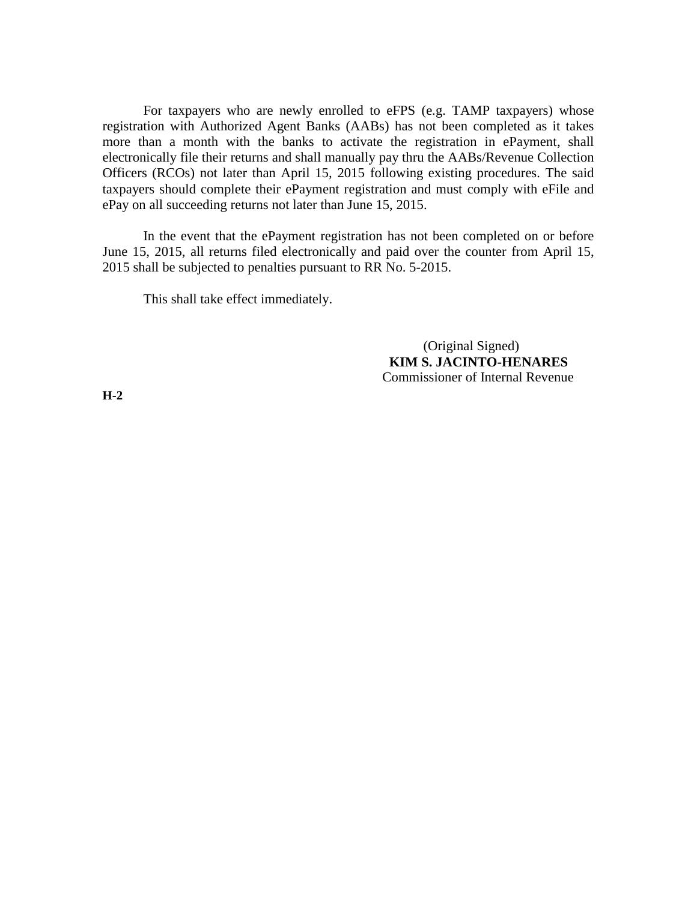For taxpayers who are newly enrolled to eFPS (e.g. TAMP taxpayers) whose registration with Authorized Agent Banks (AABs) has not been completed as it takes more than a month with the banks to activate the registration in ePayment, shall electronically file their returns and shall manually pay thru the AABs/Revenue Collection Officers (RCOs) not later than April 15, 2015 following existing procedures. The said taxpayers should complete their ePayment registration and must comply with eFile and ePay on all succeeding returns not later than June 15, 2015.

In the event that the ePayment registration has not been completed on or before June 15, 2015, all returns filed electronically and paid over the counter from April 15, 2015 shall be subjected to penalties pursuant to RR No. 5-2015.

This shall take effect immediately.

(Original Signed)
**KIM S. JACINTO-HENARES**
Commissioner of Internal Revenue

**H-2**